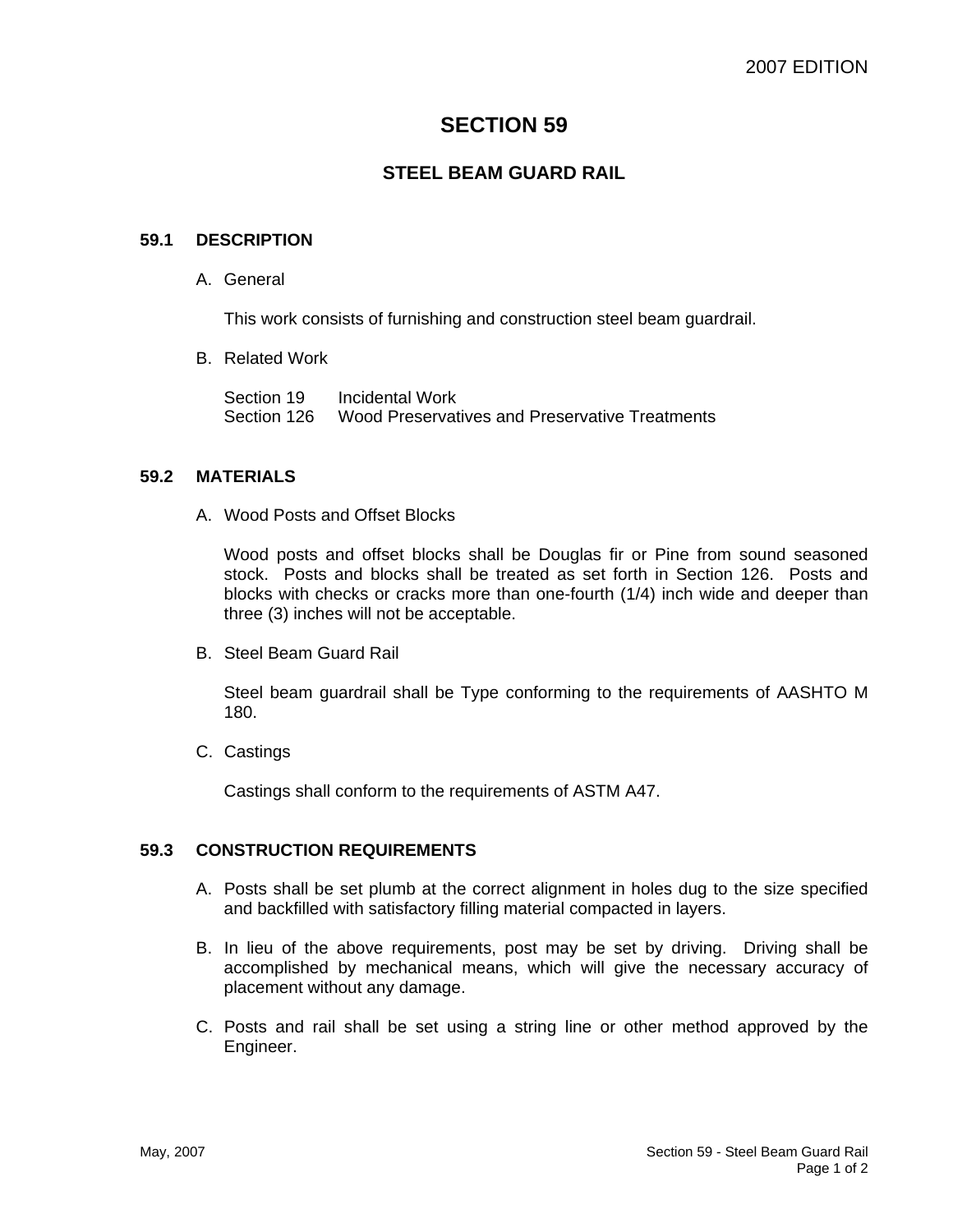# SECTION 59

## STEEL BEAM GUARD RAIL

### 59.1 DESCRIPTION

A. General

This work consists of furnishing and construction steel beam guardrail.

B. Related Work

Section 19 Incidental Work
Section 126 Wood Preservatives and Preservative Treatments

### 59.2 MATERIALS

A. Wood Posts and Offset Blocks

Wood posts and offset blocks shall be Douglas fir or Pine from sound seasoned stock. Posts and blocks shall be treated as set forth in Section 126. Posts and blocks with checks or cracks more than one-fourth (1/4) inch wide and deeper than three (3) inches will not be acceptable.

B. Steel Beam Guard Rail

Steel beam guardrail shall be Type conforming to the requirements of AASHTO M 180.

C. Castings

Castings shall conform to the requirements of ASTM A47.

### 59.3 CONSTRUCTION REQUIREMENTS

A. Posts shall be set plumb at the correct alignment in holes dug to the size specified and backfilled with satisfactory filling material compacted in layers.

B. In lieu of the above requirements, post may be set by driving. Driving shall be accomplished by mechanical means, which will give the necessary accuracy of placement without any damage.

C. Posts and rail shall be set using a string line or other method approved by the Engineer.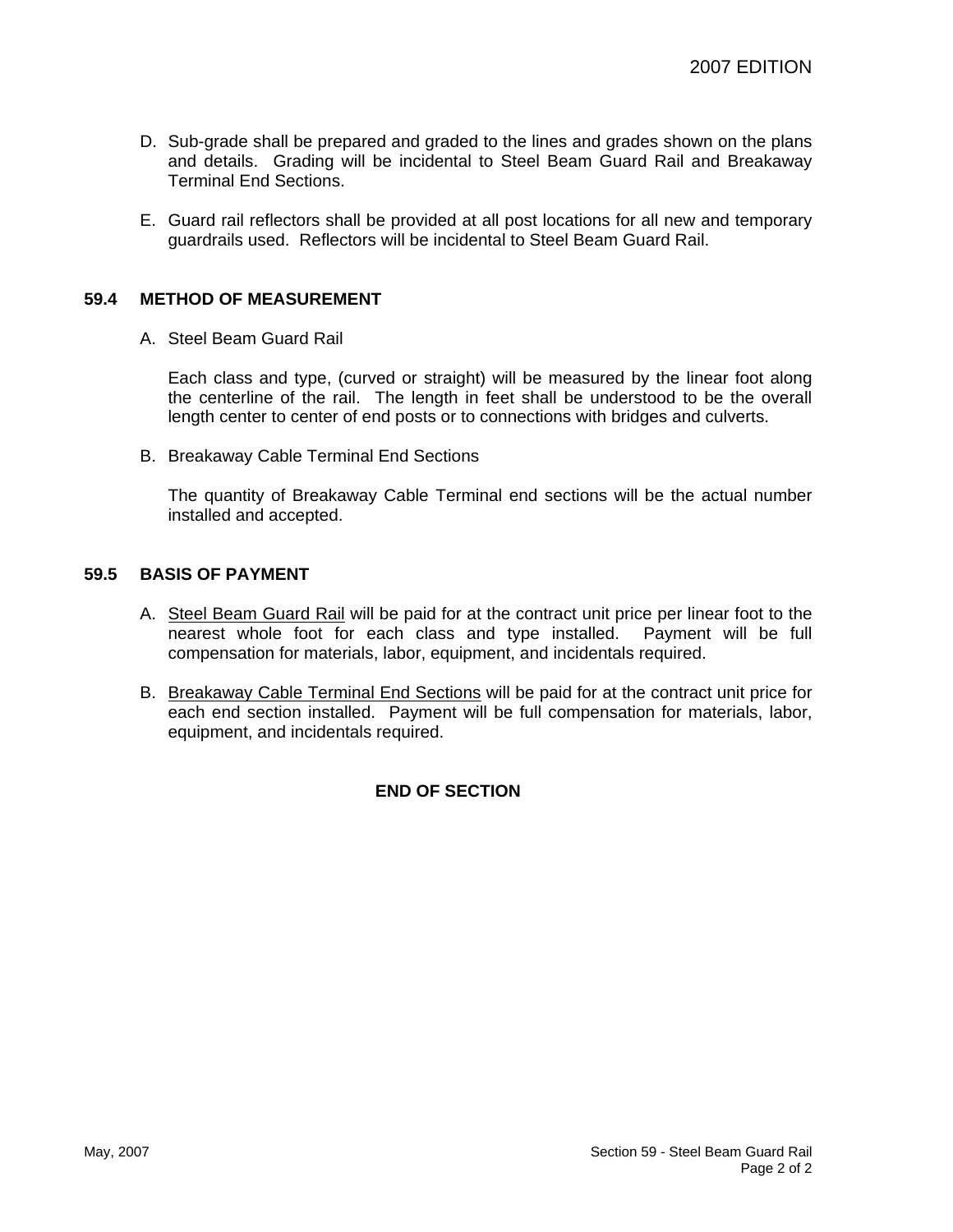D. Sub-grade shall be prepared and graded to the lines and grades shown on the plans and details. Grading will be incidental to Steel Beam Guard Rail and Breakaway Terminal End Sections.

E. Guard rail reflectors shall be provided at all post locations for all new and temporary guardrails used. Reflectors will be incidental to Steel Beam Guard Rail.

## 59.4 METHOD OF MEASUREMENT

A. Steel Beam Guard Rail

Each class and type, (curved or straight) will be measured by the linear foot along the centerline of the rail. The length in feet shall be understood to be the overall length center to center of end posts or to connections with bridges and culverts.

B. Breakaway Cable Terminal End Sections

The quantity of Breakaway Cable Terminal end sections will be the actual number installed and accepted.

## 59.5 BASIS OF PAYMENT

A. Steel Beam Guard Rail will be paid for at the contract unit price per linear foot to the nearest whole foot for each class and type installed. Payment will be full compensation for materials, labor, equipment, and incidentals required.

B. Breakaway Cable Terminal End Sections will be paid for at the contract unit price for each end section installed. Payment will be full compensation for materials, labor, equipment, and incidentals required.

**END OF SECTION**